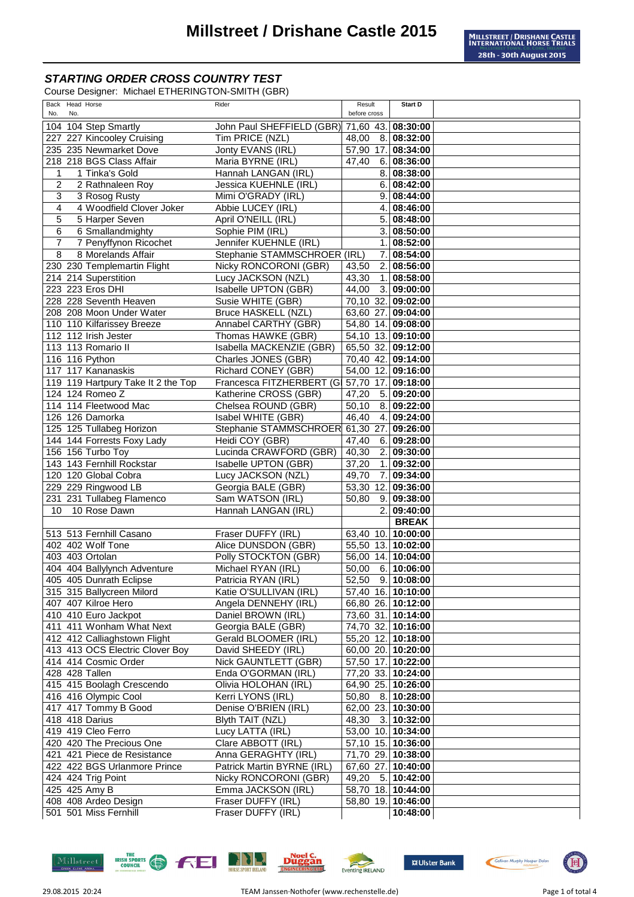# Millstreet / Drishane Castle 2015

MILLSTREET / DRISHANE CASTLE INTERNATIONAL HORSE TRIALS
28th - 30th August 2015

### *STARTING ORDER CROSS COUNTRY TEST*

Course Designer: Michael ETHERINGTON-SMITH (GBR)

| Back No. | Head No. | Horse | Rider | Result before cross | | Start D |
|---|---|---|---|---|---|---|
| 104 | 104 | Step Smartly | John Paul SHEFFIELD (GBR) | 71,60 | 43. | 08:30:00 |
| 227 | 227 | Kincooley Cruising | Tim PRICE (NZL) | 48,00 | 8. | 08:32:00 |
| 235 | 235 | Newmarket Dove | Jonty EVANS (IRL) | 57,90 | 17. | 08:34:00 |
| 218 | 218 | BGS Class Affair | Maria BYRNE (IRL) | 47,40 | 6. | 08:36:00 |
| 1 | 1 | Tinka's Gold | Hannah LANGAN (IRL) | | 8. | 08:38:00 |
| 2 | 2 | Rathnaleen Roy | Jessica KUEHNLE (IRL) | | 6. | 08:42:00 |
| 3 | 3 | Rosog Rusty | Mimi O'GRADY (IRL) | | 9. | 08:44:00 |
| 4 | 4 | Woodfield Clover Joker | Abbie LUCEY (IRL) | | 4. | 08:46:00 |
| 5 | 5 | Harper Seven | April O'NEILL (IRL) | | 5. | 08:48:00 |
| 6 | 6 | Smallandmighty | Sophie PIM (IRL) | | 3. | 08:50:00 |
| 7 | 7 | Penyffynon Ricochet | Jennifer KUEHNLE (IRL) | | 1. | 08:52:00 |
| 8 | 8 | Morelands Affair | Stephanie STAMMSCHROER (IRL) | | 7. | 08:54:00 |
| 230 | 230 | Templemartin Flight | Nicky RONCORONI (GBR) | 43,50 | 2. | 08:56:00 |
| 214 | 214 | Superstition | Lucy JACKSON (NZL) | 43,30 | 1. | 08:58:00 |
| 223 | 223 | Eros DHI | Isabelle UPTON (GBR) | 44,00 | 3. | 09:00:00 |
| 228 | 228 | Seventh Heaven | Susie WHITE (GBR) | 70,10 | 32. | 09:02:00 |
| 208 | 208 | Moon Under Water | Bruce HASKELL (NZL) | 63,60 | 27. | 09:04:00 |
| 110 | 110 | Kilfarissey Breeze | Annabel CARTHY (GBR) | 54,80 | 14. | 09:08:00 |
| 112 | 112 | Irish Jester | Thomas HAWKE (GBR) | 54,10 | 13. | 09:10:00 |
| 113 | 113 | Romario II | Isabella MACKENZIE (GBR) | 65,50 | 32. | 09:12:00 |
| 116 | 116 | Python | Charles JONES (GBR) | 70,40 | 42. | 09:14:00 |
| 117 | 117 | Kananaskis | Richard CONEY (GBR) | 54,00 | 12. | 09:16:00 |
| 119 | 119 | Hartpury Take It 2 the Top | Francesca FITZHERBERT (G | 57,70 | 17. | 09:18:00 |
| 124 | 124 | Romeo Z | Katherine CROSS (GBR) | 47,20 | 5. | 09:20:00 |
| 114 | 114 | Fleetwood Mac | Chelsea ROUND (GBR) | 50,10 | 8. | 09:22:00 |
| 126 | 126 | Damorka | Isabel WHITE (GBR) | 46,40 | 4. | 09:24:00 |
| 125 | 125 | Tullabeg Horizon | Stephanie STAMMSCHROER | 61,30 | 27. | 09:26:00 |
| 144 | 144 | Forrests Foxy Lady | Heidi COY (GBR) | 47,40 | 6. | 09:28:00 |
| 156 | 156 | Turbo Toy | Lucinda CRAWFORD (GBR) | 40,30 | 2. | 09:30:00 |
| 143 | 143 | Fernhill Rockstar | Isabelle UPTON (GBR) | 37,20 | 1. | 09:32:00 |
| 120 | 120 | Global Cobra | Lucy JACKSON (NZL) | 49,70 | 7. | 09:34:00 |
| 229 | 229 | Ringwood LB | Georgia BALE (GBR) | 53,30 | 12. | 09:36:00 |
| 231 | 231 | Tullabeg Flamenco | Sam WATSON (IRL) | 50,80 | 9. | 09:38:00 |
| 10 | 10 | Rose Dawn | Hannah LANGAN (IRL) | | 2. | 09:40:00 |
| | | | | | | **BREAK** |
| 513 | 513 | Fernhill Casano | Fraser DUFFY (IRL) | 63,40 | 10. | 10:00:00 |
| 402 | 402 | Wolf Tone | Alice DUNSDON (GBR) | 55,50 | 13. | 10:02:00 |
| 403 | 403 | Ortolan | Polly STOCKTON (GBR) | 56,00 | 14. | 10:04:00 |
| 404 | 404 | Ballylynch Adventure | Michael RYAN (IRL) | 50,00 | 6. | 10:06:00 |
| 405 | 405 | Dunrath Eclipse | Patricia RYAN (IRL) | 52,50 | 9. | 10:08:00 |
| 315 | 315 | Ballycreen Milord | Katie O'SULLIVAN (IRL) | 57,40 | 16. | 10:10:00 |
| 407 | 407 | Kilroe Hero | Angela DENNEHY (IRL) | 66,80 | 26. | 10:12:00 |
| 410 | 410 | Euro Jackpot | Daniel BROWN (IRL) | 73,60 | 31. | 10:14:00 |
| 411 | 411 | Wonham What Next | Georgia BALE (GBR) | 74,70 | 32. | 10:16:00 |
| 412 | 412 | Calliaghstown Flight | Gerald BLOOMER (IRL) | 55,20 | 12. | 10:18:00 |
| 413 | 413 | OCS Electric Clover Boy | David SHEEDY (IRL) | 60,00 | 20. | 10:20:00 |
| 414 | 414 | Cosmic Order | Nick GAUNTLETT (GBR) | 57,50 | 17. | 10:22:00 |
| 428 | 428 | Tallen | Enda O'GORMAN (IRL) | 77,20 | 33. | 10:24:00 |
| 415 | 415 | Boolagh Crescendo | Olivia HOLOHAN (IRL) | 64,90 | 25. | 10:26:00 |
| 416 | 416 | Olympic Cool | Kerri LYONS (IRL) | 50,80 | 8. | 10:28:00 |
| 417 | 417 | Tommy B Good | Denise O'BRIEN (IRL) | 62,00 | 23. | 10:30:00 |
| 418 | 418 | Darius | Blyth TAIT (NZL) | 48,30 | 3. | 10:32:00 |
| 419 | 419 | Cleo Ferro | Lucy LATTA (IRL) | 53,00 | 10. | 10:34:00 |
| 420 | 420 | The Precious One | Clare ABBOTT (IRL) | 57,10 | 15. | 10:36:00 |
| 421 | 421 | Piece de Resistance | Anna GERAGHTY (IRL) | 71,70 | 29. | 10:38:00 |
| 422 | 422 | BGS Urlanmore Prince | Patrick Martin BYRNE (IRL) | 67,60 | 27. | 10:40:00 |
| 424 | 424 | Trig Point | Nicky RONCORONI (GBR) | 49,20 | 5. | 10:42:00 |
| 425 | 425 | Amy B | Emma JACKSON (IRL) | 58,70 | 18. | 10:44:00 |
| 408 | 408 | Ardeo Design | Fraser DUFFY (IRL) | 58,80 | 19. | 10:46:00 |
| 501 | 501 | Miss Fernhill | Fraser DUFFY (IRL) | | | 10:48:00 |

29.08.2015 20:24 TEAM Janssen-Nothofer (www.rechenstelle.de)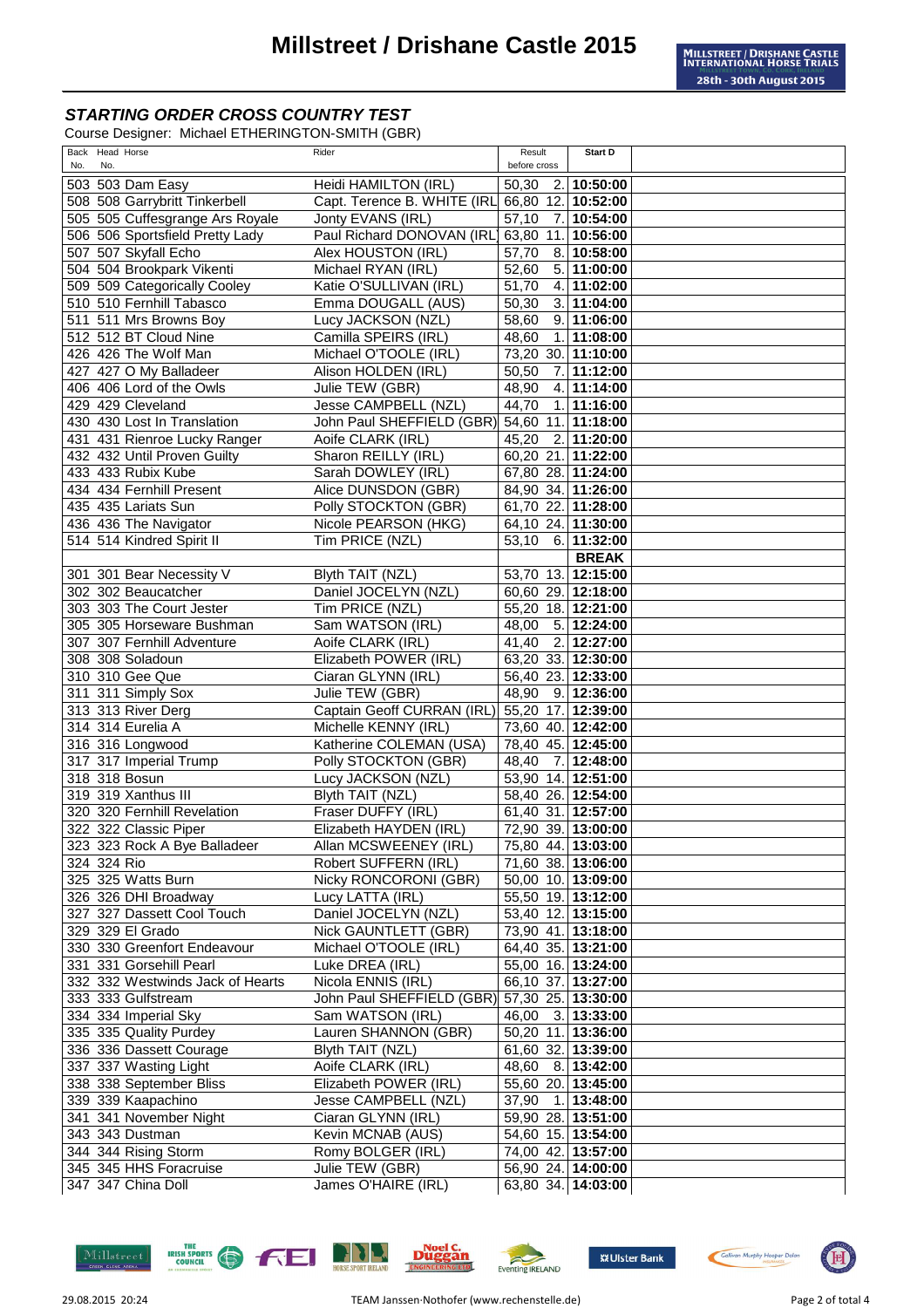# Millstreet / Drishane Castle 2015

## *STARTING ORDER CROSS COUNTRY TEST*

Course Designer: Michael ETHERINGTON-SMITH (GBR)

| Back No. | Head No. | Horse | Rider | Result before cross | | Start D |
|---|---|---|---|---|---|---|
| 503 | 503 | Dam Easy | Heidi HAMILTON (IRL) | 50,30 | 2. | **10:50:00** |
| 508 | 508 | Garrybritt Tinkerbell | Capt. Terence B. WHITE (IRL | 66,80 | 12. | **10:52:00** |
| 505 | 505 | Cuffesgrange Ars Royale | Jonty EVANS (IRL) | 57,10 | 7. | **10:54:00** |
| 506 | 506 | Sportsfield Pretty Lady | Paul Richard DONOVAN (IRL | 63,80 | 11. | **10:56:00** |
| 507 | 507 | Skyfall Echo | Alex HOUSTON (IRL) | 57,70 | 8. | **10:58:00** |
| 504 | 504 | Brookpark Vikenti | Michael RYAN (IRL) | 52,60 | 5. | **11:00:00** |
| 509 | 509 | Categorically Cooley | Katie O'SULLIVAN (IRL) | 51,70 | 4. | **11:02:00** |
| 510 | 510 | Fernhill Tabasco | Emma DOUGALL (AUS) | 50,30 | 3. | **11:04:00** |
| 511 | 511 | Mrs Browns Boy | Lucy JACKSON (NZL) | 58,60 | 9. | **11:06:00** |
| 512 | 512 | BT Cloud Nine | Camilla SPEIRS (IRL) | 48,60 | 1. | **11:08:00** |
| 426 | 426 | The Wolf Man | Michael O'TOOLE (IRL) | 73,20 | 30. | **11:10:00** |
| 427 | 427 | O My Balladeer | Alison HOLDEN (IRL) | 50,50 | 7. | **11:12:00** |
| 406 | 406 | Lord of the Owls | Julie TEW (GBR) | 48,90 | 4. | **11:14:00** |
| 429 | 429 | Cleveland | Jesse CAMPBELL (NZL) | 44,70 | 1. | **11:16:00** |
| 430 | 430 | Lost In Translation | John Paul SHEFFIELD (GBR) | 54,60 | 11. | **11:18:00** |
| 431 | 431 | Rienroe Lucky Ranger | Aoife CLARK (IRL) | 45,20 | 2. | **11:20:00** |
| 432 | 432 | Until Proven Guilty | Sharon REILLY (IRL) | 60,20 | 21. | **11:22:00** |
| 433 | 433 | Rubix Kube | Sarah DOWLEY (IRL) | 67,80 | 28. | **11:24:00** |
| 434 | 434 | Fernhill Present | Alice DUNSDON (GBR) | 84,90 | 34. | **11:26:00** |
| 435 | 435 | Lariats Sun | Polly STOCKTON (GBR) | 61,70 | 22. | **11:28:00** |
| 436 | 436 | The Navigator | Nicole PEARSON (HKG) | 64,10 | 24. | **11:30:00** |
| 514 | 514 | Kindred Spirit II | Tim PRICE (NZL) | 53,10 | 6. | **11:32:00** |
| | | | | | | **BREAK** |
| 301 | 301 | Bear Necessity V | Blyth TAIT (NZL) | 53,70 | 13. | **12:15:00** |
| 302 | 302 | Beaucatcher | Daniel JOCELYN (NZL) | 60,60 | 29. | **12:18:00** |
| 303 | 303 | The Court Jester | Tim PRICE (NZL) | 55,20 | 18. | **12:21:00** |
| 305 | 305 | Horseware Bushman | Sam WATSON (IRL) | 48,00 | 5. | **12:24:00** |
| 307 | 307 | Fernhill Adventure | Aoife CLARK (IRL) | 41,40 | 2. | **12:27:00** |
| 308 | 308 | Soladoun | Elizabeth POWER (IRL) | 63,20 | 33. | **12:30:00** |
| 310 | 310 | Gee Que | Ciaran GLYNN (IRL) | 56,40 | 23. | **12:33:00** |
| 311 | 311 | Simply Sox | Julie TEW (GBR) | 48,90 | 9. | **12:36:00** |
| 313 | 313 | River Derg | Captain Geoff CURRAN (IRL) | 55,20 | 17. | **12:39:00** |
| 314 | 314 | Eurelia A | Michelle KENNY (IRL) | 73,60 | 40. | **12:42:00** |
| 316 | 316 | Longwood | Katherine COLEMAN (USA) | 78,40 | 45. | **12:45:00** |
| 317 | 317 | Imperial Trump | Polly STOCKTON (GBR) | 48,40 | 7. | **12:48:00** |
| 318 | 318 | Bosun | Lucy JACKSON (NZL) | 53,90 | 14. | **12:51:00** |
| 319 | 319 | Xanthus III | Blyth TAIT (NZL) | 58,40 | 26. | **12:54:00** |
| 320 | 320 | Fernhill Revelation | Fraser DUFFY (IRL) | 61,40 | 31. | **12:57:00** |
| 322 | 322 | Classic Piper | Elizabeth HAYDEN (IRL) | 72,90 | 39. | **13:00:00** |
| 323 | 323 | Rock A Bye Balladeer | Allan MCSWEENEY (IRL) | 75,80 | 44. | **13:03:00** |
| 324 | 324 | Rio | Robert SUFFERN (IRL) | 71,60 | 38. | **13:06:00** |
| 325 | 325 | Watts Burn | Nicky RONCORONI (GBR) | 50,00 | 10. | **13:09:00** |
| 326 | 326 | DHI Broadway | Lucy LATTA (IRL) | 55,50 | 19. | **13:12:00** |
| 327 | 327 | Dassett Cool Touch | Daniel JOCELYN (NZL) | 53,40 | 12. | **13:15:00** |
| 329 | 329 | El Grado | Nick GAUNTLETT (GBR) | 73,90 | 41. | **13:18:00** |
| 330 | 330 | Greenfort Endeavour | Michael O'TOOLE (IRL) | 64,40 | 35. | **13:21:00** |
| 331 | 331 | Gorsehill Pearl | Luke DREA (IRL) | 55,00 | 16. | **13:24:00** |
| 332 | 332 | Westwinds Jack of Hearts | Nicola ENNIS (IRL) | 66,10 | 37. | **13:27:00** |
| 333 | 333 | Gulfstream | John Paul SHEFFIELD (GBR) | 57,30 | 25. | **13:30:00** |
| 334 | 334 | Imperial Sky | Sam WATSON (IRL) | 46,00 | 3. | **13:33:00** |
| 335 | 335 | Quality Purdey | Lauren SHANNON (GBR) | 50,20 | 11. | **13:36:00** |
| 336 | 336 | Dassett Courage | Blyth TAIT (NZL) | 61,60 | 32. | **13:39:00** |
| 337 | 337 | Wasting Light | Aoife CLARK (IRL) | 48,60 | 8. | **13:42:00** |
| 338 | 338 | September Bliss | Elizabeth POWER (IRL) | 55,60 | 20. | **13:45:00** |
| 339 | 339 | Kaapachino | Jesse CAMPBELL (NZL) | 37,90 | 1. | **13:48:00** |
| 341 | 341 | November Night | Ciaran GLYNN (IRL) | 59,90 | 28. | **13:51:00** |
| 343 | 343 | Dustman | Kevin MCNAB (AUS) | 54,60 | 15. | **13:54:00** |
| 344 | 344 | Rising Storm | Romy BOLGER (IRL) | 74,00 | 42. | **13:57:00** |
| 345 | 345 | HHS Foracruise | Julie TEW (GBR) | 56,90 | 24. | **14:00:00** |
| 347 | 347 | China Doll | James O'HAIRE (IRL) | 63,80 | 34. | **14:03:00** |

29.08.2015 20:24 TEAM Janssen-Nothofer (www.rechenstelle.de)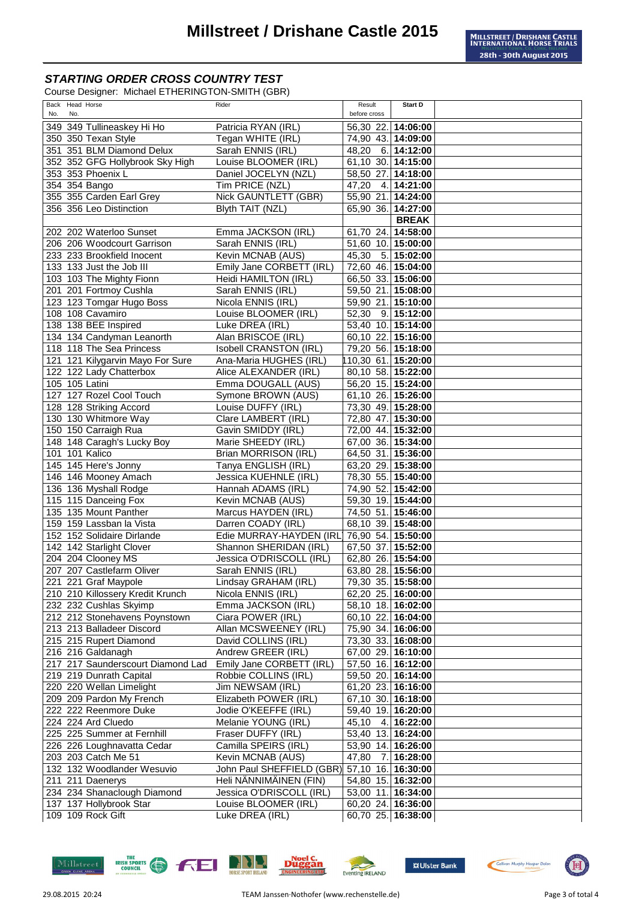# Millstreet / Drishane Castle 2015

***STARTING ORDER CROSS COUNTRY TEST***

Course Designer: Michael ETHERINGTON-SMITH (GBR)

| Back No. | Head No. | Horse | Rider | Result before cross | | Start D |
|---|---|---|---|---|---|---|
| 349 | 349 | Tullineaskey Hi Ho | Patricia RYAN (IRL) | 56,30 | 22. | **14:06:00** |
| 350 | 350 | Texan Style | Tegan WHITE (IRL) | 74,90 | 43. | **14:09:00** |
| 351 | 351 | BLM Diamond Delux | Sarah ENNIS (IRL) | 48,20 | 6. | **14:12:00** |
| 352 | 352 | GFG Hollybrook Sky High | Louise BLOOMER (IRL) | 61,10 | 30. | **14:15:00** |
| 353 | 353 | Phoenix L | Daniel JOCELYN (NZL) | 58,50 | 27. | **14:18:00** |
| 354 | 354 | Bango | Tim PRICE (NZL) | 47,20 | 4. | **14:21:00** |
| 355 | 355 | Carden Earl Grey | Nick GAUNTLETT (GBR) | 55,90 | 21. | **14:24:00** |
| 356 | 356 | Leo Distinction | Blyth TAIT (NZL) | 65,90 | 36. | **14:27:00** |
| | | | | | | **BREAK** |
| 202 | 202 | Waterloo Sunset | Emma JACKSON (IRL) | 61,70 | 24. | **14:58:00** |
| 206 | 206 | Woodcourt Garrison | Sarah ENNIS (IRL) | 51,60 | 10. | **15:00:00** |
| 233 | 233 | Brookfield Inocent | Kevin MCNAB (AUS) | 45,30 | 5. | **15:02:00** |
| 133 | 133 | Just the Job III | Emily Jane CORBETT (IRL) | 72,60 | 46. | **15:04:00** |
| 103 | 103 | The Mighty Fionn | Heidi HAMILTON (IRL) | 66,50 | 33. | **15:06:00** |
| 201 | 201 | Fortmoy Cushla | Sarah ENNIS (IRL) | 59,50 | 21. | **15:08:00** |
| 123 | 123 | Tomgar Hugo Boss | Nicola ENNIS (IRL) | 59,90 | 21. | **15:10:00** |
| 108 | 108 | Cavamiro | Louise BLOOMER (IRL) | 52,30 | 9. | **15:12:00** |
| 138 | 138 | BEE Inspired | Luke DREA (IRL) | 53,40 | 10. | **15:14:00** |
| 134 | 134 | Candyman Leanorth | Alan BRISCOE (IRL) | 60,10 | 22. | **15:16:00** |
| 118 | 118 | The Sea Princess | Isobell CRANSTON (IRL) | 79,20 | 56. | **15:18:00** |
| 121 | 121 | Kilygarvin Mayo For Sure | Ana-Maria HUGHES (IRL) | 110,30 | 61. | **15:20:00** |
| 122 | 122 | Lady Chatterbox | Alice ALEXANDER (IRL) | 80,10 | 58. | **15:22:00** |
| 105 | 105 | Latini | Emma DOUGALL (AUS) | 56,20 | 15. | **15:24:00** |
| 127 | 127 | Rozel Cool Touch | Symone BROWN (AUS) | 61,10 | 26. | **15:26:00** |
| 128 | 128 | Striking Accord | Louise DUFFY (IRL) | 73,30 | 49. | **15:28:00** |
| 130 | 130 | Whitmore Way | Clare LAMBERT (IRL) | 72,80 | 47. | **15:30:00** |
| 150 | 150 | Carraigh Rua | Gavin SMIDDY (IRL) | 72,00 | 44. | **15:32:00** |
| 148 | 148 | Caragh's Lucky Boy | Marie SHEEDY (IRL) | 67,00 | 36. | **15:34:00** |
| 101 | 101 | Kalico | Brian MORRISON (IRL) | 64,50 | 31. | **15:36:00** |
| 145 | 145 | Here's Jonny | Tanya ENGLISH (IRL) | 63,20 | 29. | **15:38:00** |
| 146 | 146 | Mooney Amach | Jessica KUEHNLE (IRL) | 78,30 | 55. | **15:40:00** |
| 136 | 136 | Myshall Rodge | Hannah ADAMS (IRL) | 74,90 | 52. | **15:42:00** |
| 115 | 115 | Danceing Fox | Kevin MCNAB (AUS) | 59,30 | 19. | **15:44:00** |
| 135 | 135 | Mount Panther | Marcus HAYDEN (IRL) | 74,50 | 51. | **15:46:00** |
| 159 | 159 | Lassban la Vista | Darren COADY (IRL) | 68,10 | 39. | **15:48:00** |
| 152 | 152 | Solidaire Dirlande | Edie MURRAY-HAYDEN (IRL) | 76,90 | 54. | **15:50:00** |
| 142 | 142 | Starlight Clover | Shannon SHERIDAN (IRL) | 67,50 | 37. | **15:52:00** |
| 204 | 204 | Clooney MS | Jessica O'DRISCOLL (IRL) | 62,80 | 26. | **15:54:00** |
| 207 | 207 | Castlefarm Oliver | Sarah ENNIS (IRL) | 63,80 | 28. | **15:56:00** |
| 221 | 221 | Graf Maypole | Lindsay GRAHAM (IRL) | 79,30 | 35. | **15:58:00** |
| 210 | 210 | Killossery Kredit Krunch | Nicola ENNIS (IRL) | 62,20 | 25. | **16:00:00** |
| 232 | 232 | Cushlas Skyimp | Emma JACKSON (IRL) | 58,10 | 18. | **16:02:00** |
| 212 | 212 | Stonehavens Poynstown | Ciara POWER (IRL) | 60,10 | 22. | **16:04:00** |
| 213 | 213 | Balladeer Discord | Allan MCSWEENEY (IRL) | 75,90 | 34. | **16:06:00** |
| 215 | 215 | Rupert Diamond | David COLLINS (IRL) | 73,30 | 33. | **16:08:00** |
| 216 | 216 | Galdanagh | Andrew GREER (IRL) | 67,00 | 29. | **16:10:00** |
| 217 | 217 | Saunderscourt Diamond Lad | Emily Jane CORBETT (IRL) | 57,50 | 16. | **16:12:00** |
| 219 | 219 | Dunrath Capital | Robbie COLLINS (IRL) | 59,50 | 20. | **16:14:00** |
| 220 | 220 | Wellan Limelight | Jim NEWSAM (IRL) | 61,20 | 23. | **16:16:00** |
| 209 | 209 | Pardon My French | Elizabeth POWER (IRL) | 67,10 | 30. | **16:18:00** |
| 222 | 222 | Reenmore Duke | Jodie O'KEEFFE (IRL) | 59,40 | 19. | **16:20:00** |
| 224 | 224 | Ard Cluedo | Melanie YOUNG (IRL) | 45,10 | 4. | **16:22:00** |
| 225 | 225 | Summer at Fernhill | Fraser DUFFY (IRL) | 53,40 | 13. | **16:24:00** |
| 226 | 226 | Loughnavatta Cedar | Camilla SPEIRS (IRL) | 53,90 | 14. | **16:26:00** |
| 203 | 203 | Catch Me 51 | Kevin MCNAB (AUS) | 47,80 | 7. | **16:28:00** |
| 132 | 132 | Woodlander Wesuvio | John Paul SHEFFIELD (GBR) | 57,10 | 16. | **16:30:00** |
| 211 | 211 | Daenerys | Heli NÄNNIMÄINEN (FIN) | 54,80 | 15. | **16:32:00** |
| 234 | 234 | Shanaclough Diamond | Jessica O'DRISCOLL (IRL) | 53,00 | 11. | **16:34:00** |
| 137 | 137 | Hollybrook Star | Louise BLOOMER (IRL) | 60,20 | 24. | **16:36:00** |
| 109 | 109 | Rock Gift | Luke DREA (IRL) | 60,70 | 25. | **16:38:00** |

29.08.2015 20:24 TEAM Janssen·Nothofer (www.rechenstelle.de)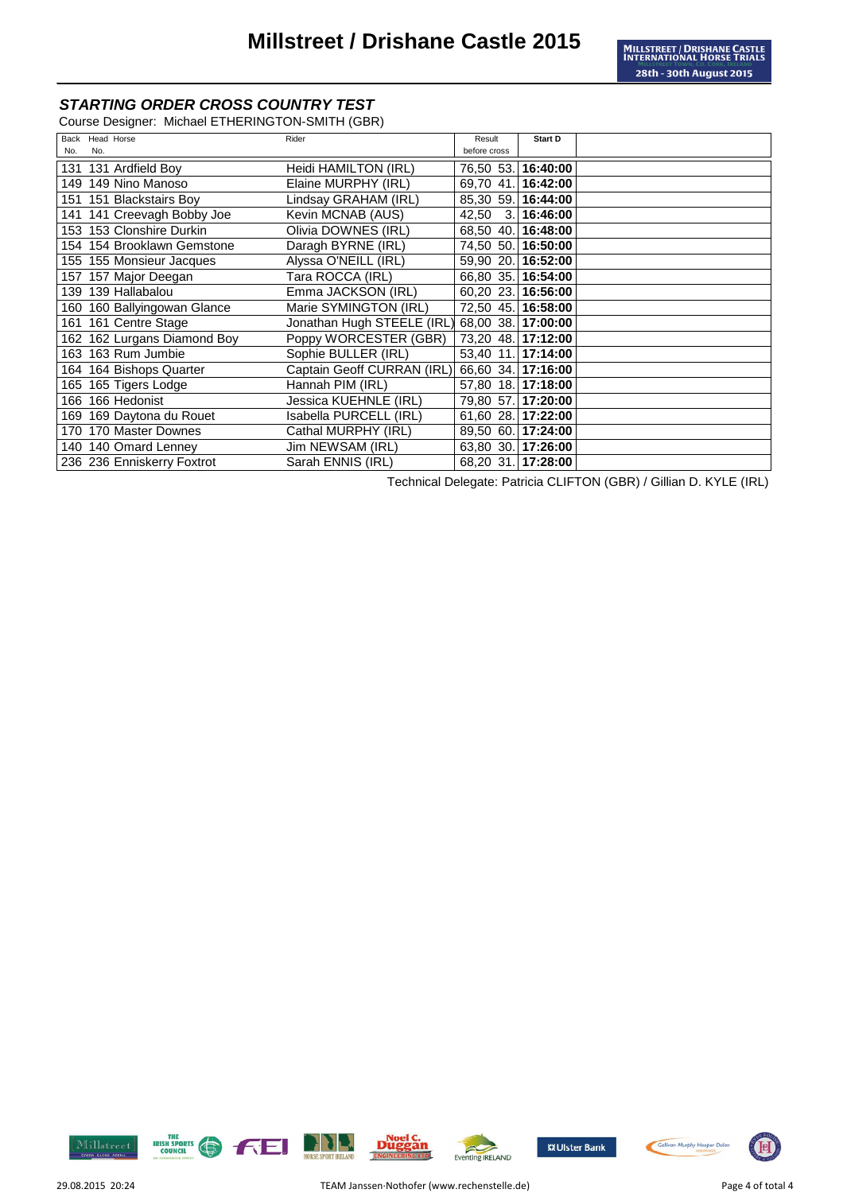# Millstreet / Drishane Castle 2015

MILLSTREET / DRISHANE CASTLE INTERNATIONAL HORSE TRIALS
28th - 30th August 2015

### *STARTING ORDER CROSS COUNTRY TEST*

Course Designer: Michael ETHERINGTON-SMITH (GBR)

| Back No. | Head No. | Horse | Rider | Result before cross | | Start D |
|---|---|---|---|---|---|---|
| 131 | 131 | Ardfield Boy | Heidi HAMILTON (IRL) | 76,50 | 53. | **16:40:00** |
| 149 | 149 | Nino Manoso | Elaine MURPHY (IRL) | 69,70 | 41. | **16:42:00** |
| 151 | 151 | Blackstairs Boy | Lindsay GRAHAM (IRL) | 85,30 | 59. | **16:44:00** |
| 141 | 141 | Creevagh Bobby Joe | Kevin MCNAB (AUS) | 42,50 | 3. | **16:46:00** |
| 153 | 153 | Clonshire Durkin | Olivia DOWNES (IRL) | 68,50 | 40. | **16:48:00** |
| 154 | 154 | Brooklawn Gemstone | Daragh BYRNE (IRL) | 74,50 | 50. | **16:50:00** |
| 155 | 155 | Monsieur Jacques | Alyssa O'NEILL (IRL) | 59,90 | 20. | **16:52:00** |
| 157 | 157 | Major Deegan | Tara ROCCA (IRL) | 66,80 | 35. | **16:54:00** |
| 139 | 139 | Hallabalou | Emma JACKSON (IRL) | 60,20 | 23. | **16:56:00** |
| 160 | 160 | Ballyingowan Glance | Marie SYMINGTON (IRL) | 72,50 | 45. | **16:58:00** |
| 161 | 161 | Centre Stage | Jonathan Hugh STEELE (IRL) | 68,00 | 38. | **17:00:00** |
| 162 | 162 | Lurgans Diamond Boy | Poppy WORCESTER (GBR) | 73,20 | 48. | **17:12:00** |
| 163 | 163 | Rum Jumbie | Sophie BULLER (IRL) | 53,40 | 11. | **17:14:00** |
| 164 | 164 | Bishops Quarter | Captain Geoff CURRAN (IRL) | 66,60 | 34. | **17:16:00** |
| 165 | 165 | Tigers Lodge | Hannah PIM (IRL) | 57,80 | 18. | **17:18:00** |
| 166 | 166 | Hedonist | Jessica KUEHNLE (IRL) | 79,80 | 57. | **17:20:00** |
| 169 | 169 | Daytona du Rouet | Isabella PURCELL (IRL) | 61,60 | 28. | **17:22:00** |
| 170 | 170 | Master Downes | Cathal MURPHY (IRL) | 89,50 | 60. | **17:24:00** |
| 140 | 140 | Omard Lenney | Jim NEWSAM (IRL) | 63,80 | 30. | **17:26:00** |
| 236 | 236 | Enniskerry Foxtrot | Sarah ENNIS (IRL) | 68,20 | 31. | **17:28:00** |

Technical Delegate: Patricia CLIFTON (GBR) / Gillian D. KYLE (IRL)

29.08.2015 20:24 TEAM Janssen-Nothofer (www.rechenstelle.de)